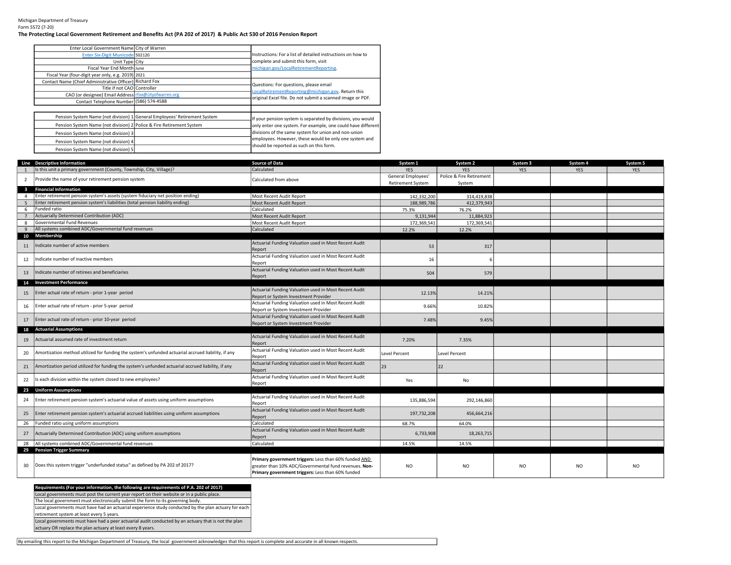Michigan Department of Treasury
Form 5572 (7-20)

**The Protecting Local Government Retirement and Benefits Act (PA 202 of 2017) & Public Act 530 of 2016 Pension Report**

| | | |
|---|---|---|
| Enter Local Government Name | City of Warren | Instructions: For a list of detailed instructions on how to complete and submit this form, visit michigan.gov/LocalRetirementReporting. |
| Enter Six-Digit Municode | 502120 | |
| Unit Type | City | |
| Fiscal Year End Month | June | |
| Fiscal Year (four-digit year only, e.g. 2019) | 2021 | |
| Contact Name (Chief Administrative Officer) | Richard Fox | Questions: For questions, please email LocalRetirementReporting@michigan.gov. Return this original Excel file. Do not submit a scanned image or PDF. |
| Title if not CAO | Controller | |
| CAO (or designee) Email Address | rfox@cityofwarren.org | |
| Contact Telephone Number | (586) 574-4588 | |

| | | |
|---|---|---|
| Pension System Name (not division) 1 | General Employees' Retirement System | If your pension system is separated by divisions, you would only enter one system. For example, one could have different divisions of the same system for union and non-union employees. However, these would be only one system and should be reported as such on this form. |
| Pension System Name (not division) 2 | Police & Fire Retirement System | |
| Pension System Name (not division) 3 | | |
| Pension System Name (not division) 4 | | |
| Pension System Name (not division) 5 | | |

| Line | Descriptive Information | Source of Data | System 1 | System 2 | System 3 | System 4 | System 5 |
|---|---|---|---|---|---|---|---|
| 1 | Is this unit a primary government (County, Township, City, Village)? | Calculated | YES | YES | YES | YES | YES |
| 2 | Provide the name of your retirement pension system | Calculated from above | General Employees' Retirement System | Police & Fire Retirement System | | | |
| **3** | **Financial Information** | | | | | | |
| 4 | Enter retirement pension system's assets (system fiduciary net position ending) | Most Recent Audit Report | 142,332,200 | 314,419,838 | | | |
| 5 | Enter retirement pension system's liabilities (total pension liability ending) | Most Recent Audit Report | 188,989,786 | 412,379,943 | | | |
| 6 | Funded ratio | Calculated | 75.3% | 76.2% | | | |
| 7 | Actuarially Determined Contribution (ADC) | Most Recent Audit Report | 9,131,944 | 11,884,923 | | | |
| 8 | Governmental Fund Revenues | Most Recent Audit Report | 172,369,541 | 172,369,541 | | | |
| 9 | All systems combined ADC/Governmental fund revenues | Calculated | 12.2% | 12.2% | | | |
| **10** | **Membership** | | | | | | |
| 11 | Indicate number of active members | Actuarial Funding Valuation used in Most Recent Audit Report | 53 | 317 | | | |
| 12 | Indicate number of inactive members | Actuarial Funding Valuation used in Most Recent Audit Report | 16 | 6 | | | |
| 13 | Indicate number of retirees and beneficiaries | Actuarial Funding Valuation used in Most Recent Audit Report | 504 | 579 | | | |
| **14** | **Investment Performance** | | | | | | |
| 15 | Enter actual rate of return - prior 1-year period | Actuarial Funding Valuation used in Most Recent Audit Report or System Investment Provider | 12.13% | 14.21% | | | |
| 16 | Enter actual rate of return - prior 5-year period | Actuarial Funding Valuation used in Most Recent Audit Report or System Investment Provider | 9.66% | 10.82% | | | |
| 17 | Enter actual rate of return - prior 10-year period | Actuarial Funding Valuation used in Most Recent Audit Report or System Investment Provider | 7.48% | 9.45% | | | |
| **18** | **Actuarial Assumptions** | | | | | | |
| 19 | Actuarial assumed rate of investment return | Actuarial Funding Valuation used in Most Recent Audit Report | 7.20% | 7.35% | | | |
| 20 | Amortization method utilized for funding the system's unfunded actuarial accrued liability, if any | Actuarial Funding Valuation used in Most Recent Audit Report | Level Percent | Level Percent | | | |
| 21 | Amortization period utilized for funding the system's unfunded actuarial accrued liability, if any | Actuarial Funding Valuation used in Most Recent Audit Report | 23 | 22 | | | |
| 22 | Is each division within the system closed to new employees? | Actuarial Funding Valuation used in Most Recent Audit Report | Yes | No | | | |
| **23** | **Uniform Assumptions** | | | | | | |
| 24 | Enter retirement pension system's actuarial value of assets using uniform assumptions | Actuarial Funding Valuation used in Most Recent Audit Report | 135,886,594 | 292,146,860 | | | |
| 25 | Enter retirement pension system's actuarial accrued liabilities using uniform assumptions | Actuarial Funding Valuation used in Most Recent Audit Report | 197,732,208 | 456,664,216 | | | |
| 26 | Funded ratio using uniform assumptions | Calculated | 68.7% | 64.0% | | | |
| 27 | Actuarially Determined Contribution (ADC) using uniform assumptions | Actuarial Funding Valuation used in Most Recent Audit Report | 6,733,908 | 18,263,715 | | | |
| 28 | All systems combined ADC/Governmental fund revenues | Calculated | 14.5% | 14.5% | | | |
| **29** | **Pension Trigger Summary** | | | | | | |
| 30 | Does this system trigger "underfunded status" as defined by PA 202 of 2017? | **Primary government triggers:** Less than 60% funded AND greater than 10% ADC/Governmental fund revenues. **Non-Primary government triggers:** Less than 60% funded | NO | NO | NO | NO | NO |

| **Requirements (For your information, the following are requirements of P.A. 202 of 2017)** |
|---|
| Local governments must post the current year report on their website or in a public place. |
| The local government must electronically submit the form to its governing body. |
| Local governments must have had an actuarial experience study conducted by the plan actuary for each retirement system at least every 5 years. |
| Local governments must have had a peer actuarial audit conducted by an actuary that is not the plan actuary OR replace the plan actuary at least every 8 years. |

By emailing this report to the Michigan Department of Treasury, the local government acknowledges that this report is complete and accurate in all known respects.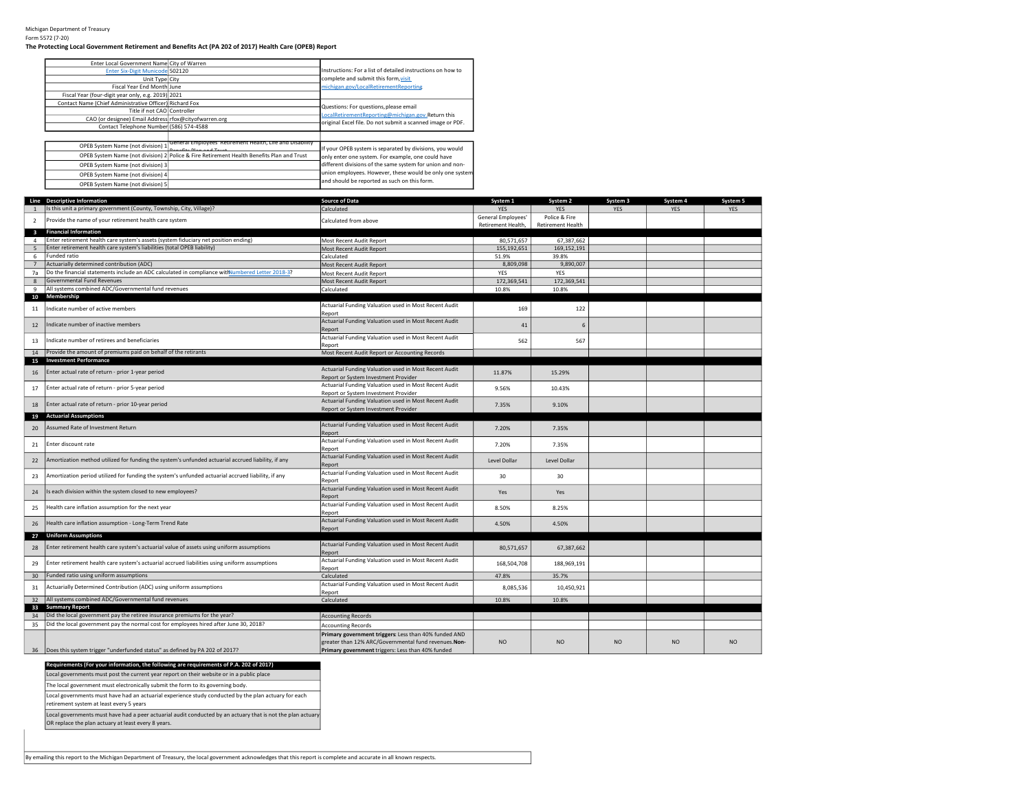Michigan Department of Treasury
Form 5572 (7-20)

**The Protecting Local Government Retirement and Benefits Act (PA 202 of 2017) Health Care (OPEB) Report**

| | |
|---|---|
| Enter Local Government Name | City of Warren |
| Enter Six-Digit Municode | 502120 |
| Unit Type | City |
| Fiscal Year End Month | June |
| Fiscal Year (four-digit year only, e.g. 2019) | 2021 |
| Contact Name (Chief Administrative Officer) | Richard Fox |
| Title if not CAO | Controller |
| CAO (or designee) Email Address | rfox@cityofwarren.org |
| Contact Telephone Number | (586) 574-4588 |

Instructions: For a list of detailed instructions on how to complete and submit this form, visit michigan.gov/LocalRetirementReporting

Questions: For questions, please email LocalRetirementReporting@michigan.gov. Return this original Excel file. Do not submit a scanned image or PDF.

| | |
|---|---|
| OPEB System Name (not division) 1 | General Employees' Retirement Health, Life and Disability Benefits Plan and Trust |
| OPEB System Name (not division) 2 | Police & Fire Retirement Health Benefits Plan and Trust |
| OPEB System Name (not division) 3 | |
| OPEB System Name (not division) 4 | |
| OPEB System Name (not division) 5 | |

If your OPEB system is separated by divisions, you would only enter one system. For example, one could have different divisions of the same system for union and non-union employees. However, these would be only one system and should be reported as such on this form.

| Line | Descriptive Information | Source of Data | System 1 | System 2 | System 3 | System 4 | System 5 |
|---|---|---|---|---|---|---|---|
| 1 | Is this unit a primary government (County, Township, City, Village)? | Calculated | YES | YES | YES | YES | YES |
| 2 | Provide the name of your retirement health care system | Calculated from above | General Employees' Retirement Health, | Police & Fire Retirement Health | | | |
| 3 | **Financial Information** | | | | | | |
| 4 | Enter retirement health care system's assets (system fiduciary net position ending) | Most Recent Audit Report | 80,571,657 | 67,387,662 | | | |
| 5 | Enter retirement health care system's liabilities (total OPEB liability) | Most Recent Audit Report | 155,192,651 | 169,152,191 | | | |
| 6 | Funded ratio | Calculated | 51.9% | 39.8% | | | |
| 7 | Actuarially determined contribution (ADC) | Most Recent Audit Report | 8,809,098 | 9,890,007 | | | |
| 7a | Do the financial statements include an ADC calculated in compliance with Numbered Letter 2018-3? | Most Recent Audit Report | YES | YES | | | |
| 8 | Governmental Fund Revenues | Most Recent Audit Report | 172,369,541 | 172,369,541 | | | |
| 9 | All systems combined ADC/Governmental fund revenues | Calculated | 10.8% | 10.8% | | | |
| 10 | **Membership** | | | | | | |
| 11 | Indicate number of active members | Actuarial Funding Valuation used in Most Recent Audit Report | 169 | 122 | | | |
| 12 | Indicate number of inactive members | Actuarial Funding Valuation used in Most Recent Audit Report | 41 | 6 | | | |
| 13 | Indicate number of retirees and beneficiaries | Actuarial Funding Valuation used in Most Recent Audit Report | 562 | 567 | | | |
| 14 | Provide the amount of premiums paid on behalf of the retirants | Most Recent Audit Report or Accounting Records | | | | | |
| 15 | **Investment Performance** | | | | | | |
| 16 | Enter actual rate of return - prior 1-year period | Actuarial Funding Valuation used in Most Recent Audit Report or System Investment Provider | 11.87% | 15.29% | | | |
| 17 | Enter actual rate of return - prior 5-year period | Actuarial Funding Valuation used in Most Recent Audit Report or System Investment Provider | 9.56% | 10.43% | | | |
| 18 | Enter actual rate of return - prior 10-year period | Actuarial Funding Valuation used in Most Recent Audit Report or System Investment Provider | 7.35% | 9.10% | | | |
| 19 | **Actuarial Assumptions** | | | | | | |
| 20 | Assumed Rate of Investment Return | Actuarial Funding Valuation used in Most Recent Audit Report | 7.20% | 7.35% | | | |
| 21 | Enter discount rate | Actuarial Funding Valuation used in Most Recent Audit Report | 7.20% | 7.35% | | | |
| 22 | Amortization method utilized for funding the system's unfunded actuarial accrued liability, if any | Actuarial Funding Valuation used in Most Recent Audit Report | Level Dollar | Level Dollar | | | |
| 23 | Amortization period utilized for funding the system's unfunded actuarial accrued liability, if any | Actuarial Funding Valuation used in Most Recent Audit Report | 30 | 30 | | | |
| 24 | Is each division within the system closed to new employees? | Actuarial Funding Valuation used in Most Recent Audit Report | Yes | Yes | | | |
| 25 | Health care inflation assumption for the next year | Actuarial Funding Valuation used in Most Recent Audit Report | 8.50% | 8.25% | | | |
| 26 | Health care inflation assumption - Long-Term Trend Rate | Actuarial Funding Valuation used in Most Recent Audit Report | 4.50% | 4.50% | | | |
| 27 | **Uniform Assumptions** | | | | | | |
| 28 | Enter retirement health care system's actuarial value of assets using uniform assumptions | Actuarial Funding Valuation used in Most Recent Audit Report | 80,571,657 | 67,387,662 | | | |
| 29 | Enter retirement health care system's actuarial accrued liabilities using uniform assumptions | Actuarial Funding Valuation used in Most Recent Audit Report | 168,504,708 | 188,969,191 | | | |
| 30 | Funded ratio using uniform assumptions | Calculated | 47.8% | 35.7% | | | |
| 31 | Actuarially Determined Contribution (ADC) using uniform assumptions | Actuarial Funding Valuation used in Most Recent Audit Report | 8,085,536 | 10,450,921 | | | |
| 32 | All systems combined ADC/Governmental fund revenues | Calculated | 10.8% | 10.8% | | | |
| 33 | **Summary Report** | | | | | | |
| 34 | Did the local government pay the retiree insurance premiums for the year? | Accounting Records | | | | | |
| 35 | Did the local government pay the normal cost for employees hired after June 30, 2018? | Accounting Records | | | | | |
| 36 | Does this system trigger "underfunded status" as defined by PA 202 of 2017? | **Primary government triggers**: Less than 40% funded AND greater than 12% ARC/Governmental fund revenues. **Non-Primary government** triggers: Less than 40% funded | NO | NO | NO | NO | NO |

| **Requirements (For your information, the following are requirements of P.A. 202 of 2017)** |
|---|
| Local governments must post the current year report on their website or in a public place |
| The local government must electronically submit the form to its governing body. |
| Local governments must have had an actuarial experience study conducted by the plan actuary for each retirement system at least every 5 years |
| Local governments must have had a peer actuarial audit conducted by an actuary that is not the plan actuary OR replace the plan actuary at least every 8 years. |

By emailing this report to the Michigan Department of Treasury, the local government acknowledges that this report is complete and accurate in all known respects.